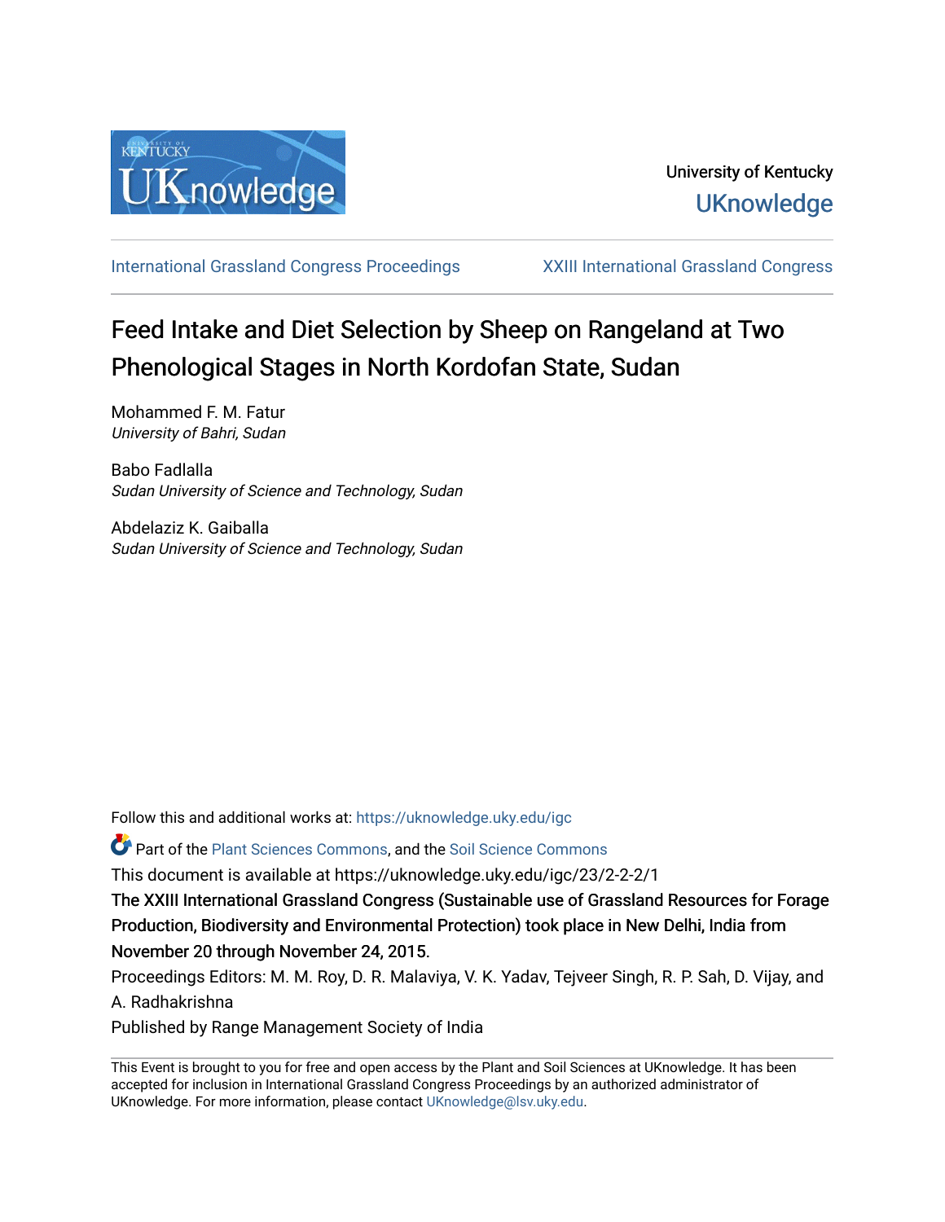University of Kentucky

UKnowledge

International Grassland Congress Proceedings | XXIII International Grassland Congress

# Feed Intake and Diet Selection by Sheep on Rangeland at Two Phenological Stages in North Kordofan State, Sudan

Mohammed F. M. Fatur
*University of Bahri, Sudan*

Babo Fadlalla
*Sudan University of Science and Technology, Sudan*

Abdelaziz K. Gaiballa
*Sudan University of Science and Technology, Sudan*

Follow this and additional works at: https://uknowledge.uky.edu/igc

Part of the Plant Sciences Commons, and the Soil Science Commons

This document is available at https://uknowledge.uky.edu/igc/23/2-2-2/1

The XXIII International Grassland Congress (Sustainable use of Grassland Resources for Forage Production, Biodiversity and Environmental Protection) took place in New Delhi, India from November 20 through November 24, 2015.

Proceedings Editors: M. M. Roy, D. R. Malaviya, V. K. Yadav, Tejveer Singh, R. P. Sah, D. Vijay, and A. Radhakrishna

Published by Range Management Society of India

This Event is brought to you for free and open access by the Plant and Soil Sciences at UKnowledge. It has been accepted for inclusion in International Grassland Congress Proceedings by an authorized administrator of UKnowledge. For more information, please contact UKnowledge@lsv.uky.edu.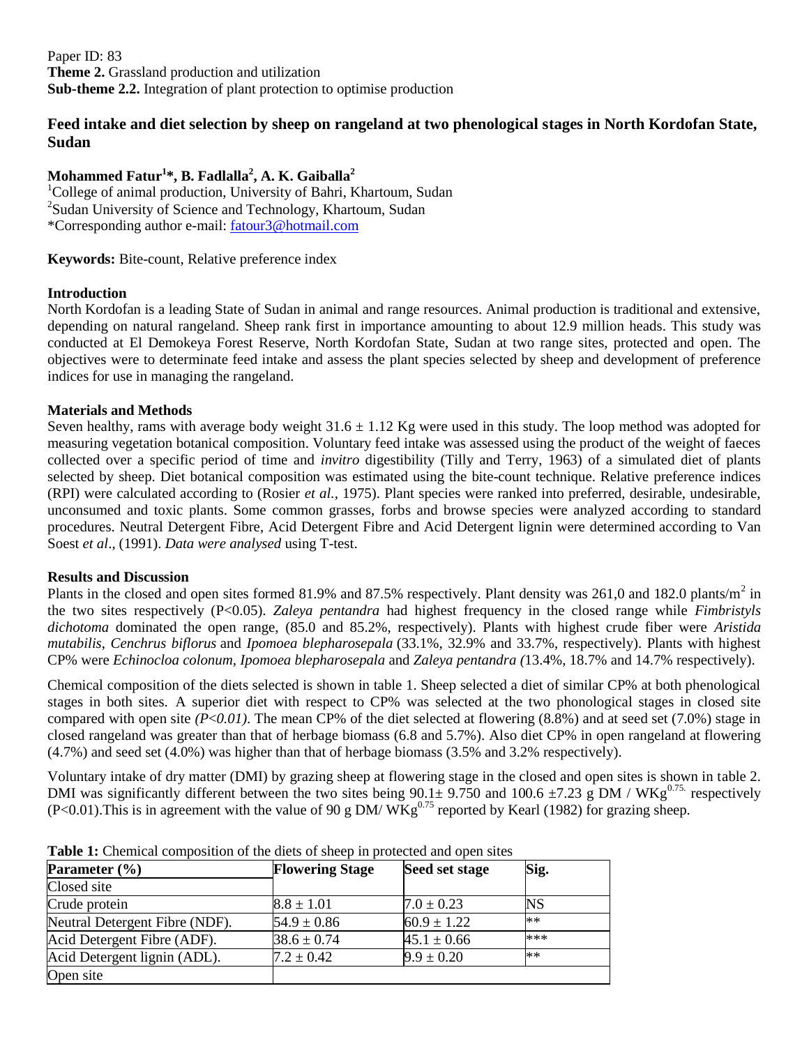Paper ID: 83
**Theme 2.** Grassland production and utilization
**Sub-theme 2.2.** Integration of plant protection to optimise production

# Feed intake and diet selection by sheep on rangeland at two phenological stages in North Kordofan State, Sudan

**Mohammed Fatur[1]*, B. Fadlalla[2], A. K. Gaiballa[2]**

[1]College of animal production, University of Bahri, Khartoum, Sudan
[2]Sudan University of Science and Technology, Khartoum, Sudan
*Corresponding author e-mail: fatour3@hotmail.com

**Keywords:** Bite-count, Relative preference index

## Introduction

North Kordofan is a leading State of Sudan in animal and range resources. Animal production is traditional and extensive, depending on natural rangeland. Sheep rank first in importance amounting to about 12.9 million heads. This study was conducted at El Demokeya Forest Reserve, North Kordofan State, Sudan at two range sites, protected and open. The objectives were to determinate feed intake and assess the plant species selected by sheep and development of preference indices for use in managing the rangeland.

## Materials and Methods

Seven healthy, rams with average body weight 31.6 ± 1.12 Kg were used in this study. The loop method was adopted for measuring vegetation botanical composition. Voluntary feed intake was assessed using the product of the weight of faeces collected over a specific period of time and *invitro* digestibility (Tilly and Terry, 1963) of a simulated diet of plants selected by sheep. Diet botanical composition was estimated using the bite-count technique. Relative preference indices (RPI) were calculated according to (Rosier *et al.,* 1975). Plant species were ranked into preferred, desirable, undesirable, unconsumed and toxic plants. Some common grasses, forbs and browse species were analyzed according to standard procedures. Neutral Detergent Fibre, Acid Detergent Fibre and Acid Detergent lignin were determined according to Van Soest *et al*., (1991). *Data were analysed* using T-test.

## Results and Discussion

Plants in the closed and open sites formed 81.9% and 87.5% respectively. Plant density was 261,0 and 182.0 plants/m$^2$ in the two sites respectively (P<0.05). *Zaleya pentandra* had highest frequency in the closed range while *Fimbristyls dichotoma* dominated the open range, (85.0 and 85.2%, respectively). Plants with highest crude fiber were *Aristida mutabilis*, *Cenchrus biflorus* and *Ipomoea blepharosepala* (33.1%, 32.9% and 33.7%, respectively). Plants with highest CP% were *Echinocloa colonum, Ipomoea blepharosepala* and *Zaleya pentandra (*13.4%, 18.7% and 14.7% respectively).

Chemical composition of the diets selected is shown in table 1. Sheep selected a diet of similar CP% at both phenological stages in both sites. A superior diet with respect to CP% was selected at the two phonological stages in closed site compared with open site *(P<0.01)*. The mean CP% of the diet selected at flowering (8.8%) and at seed set (7.0%) stage in closed rangeland was greater than that of herbage biomass (6.8 and 5.7%). Also diet CP% in open rangeland at flowering (4.7%) and seed set (4.0%) was higher than that of herbage biomass (3.5% and 3.2% respectively).

Voluntary intake of dry matter (DMI) by grazing sheep at flowering stage in the closed and open sites is shown in table 2. DMI was significantly different between the two sites being 90.1± 9.750 and 100.6 ±7.23 g DM / WKg$^{0.75.}$ respectively (P<0.01).This is in agreement with the value of 90 g DM/ WKg$^{0.75}$ reported by Kearl (1982) for grazing sheep.

**Table 1:** Chemical composition of the diets of sheep in protected and open sites

| Parameter (%) | Flowering Stage | Seed set stage | Sig. |
|---|---|---|---|
| Closed site | | | |
| Crude protein | 8.8 ± 1.01 | 7.0 ± 0.23 | NS |
| Neutral Detergent Fibre (NDF). | 54.9 ± 0.86 | 60.9 ± 1.22 | ** |
| Acid Detergent Fibre (ADF). | 38.6 ± 0.74 | 45.1 ± 0.66 | *** |
| Acid Detergent lignin (ADL). | 7.2 ± 0.42 | 9.9 ± 0.20 | ** |
| Open site | | | |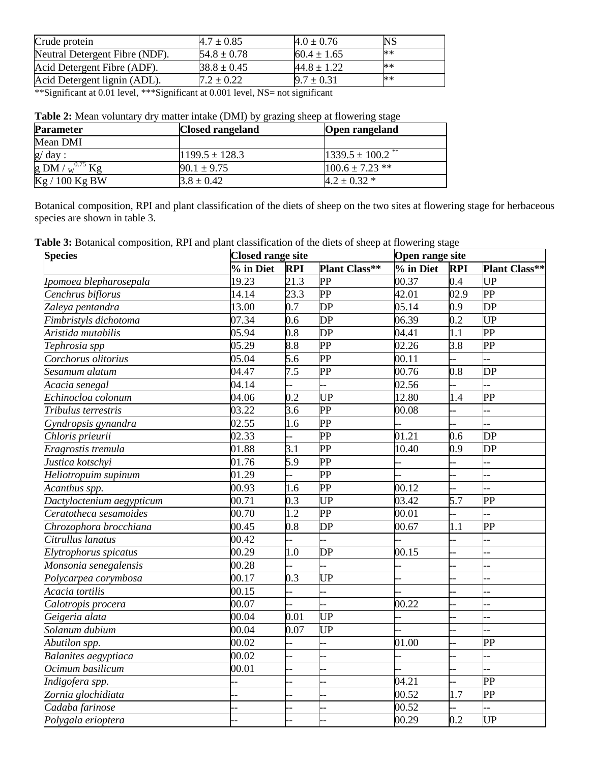| Crude protein | 4.7 ± 0.85 | 4.0 ± 0.76 | NS |
|---|---|---|---|
| Neutral Detergent Fibre (NDF). | 54.8 ± 0.78 | 60.4 ± 1.65 | ** |
| Acid Detergent Fibre (ADF). | 38.8 ± 0.45 | 44.8 ± 1.22 | ** |
| Acid Detergent lignin (ADL). | 7.2 ± 0.22 | 9.7 ± 0.31 | ** |

**Significant at 0.01 level, ***Significant at 0.001 level, NS= not significant

**Table 2:** Mean voluntary dry matter intake (DMI) by grazing sheep at flowering stage

| Parameter | Closed rangeland | Open rangeland |
|---|---|---|
| Mean DMI | | |
| g/ day : | 1199.5 ± 128.3 | 1339.5 ± 100.2 ** |
| g DM / $W^{0.75}$ Kg | 90.1 ± 9.75 | 100.6 ± 7.23 ** |
| Kg / 100 Kg BW | 3.8 ± 0.42 | 4.2 ± 0.32 * |

Botanical composition, RPI and plant classification of the diets of sheep on the two sites at flowering stage for herbaceous species are shown in table 3.

**Table 3:** Botanical composition, RPI and plant classification of the diets of sheep at flowering stage

| Species | Closed range site | | | Open range site | | |
|---|---|---|---|---|---|---|
| | % in Diet | RPI | Plant Class** | % in Diet | RPI | Plant Class** |
| *Ipomoea blepharosepala* | 19.23 | 21.3 | PP | 00.37 | 0.4 | UP |
| *Cenchrus biflorus* | 14.14 | 23.3 | PP | 42.01 | 02.9 | PP |
| *Zaleya pentandra* | 13.00 | 0.7 | DP | 05.14 | 0.9 | DP |
| *Fimbristyls dichotoma* | 07.34 | 0.6 | DP | 06.39 | 0.2 | UP |
| *Aristida mutabilis* | 05.94 | 0.8 | DP | 04.41 | 1.1 | PP |
| *Tephrosia spp* | 05.29 | 8.8 | PP | 02.26 | 3.8 | PP |
| *Corchorus olitorius* | 05.04 | 5.6 | PP | 00.11 | -- | -- |
| *Sesamum alatum* | 04.47 | 7.5 | PP | 00.76 | 0.8 | DP |
| *Acacia senegal* | 04.14 | -- | -- | 02.56 | -- | -- |
| *Echinocloa colonum* | 04.06 | 0.2 | UP | 12.80 | 1.4 | PP |
| *Tribulus terrestris* | 03.22 | 3.6 | PP | 00.08 | -- | -- |
| *Gyndropsis gynandra* | 02.55 | 1.6 | PP | -- | -- | -- |
| *Chloris prieurii* | 02.33 | -- | PP | 01.21 | 0.6 | DP |
| *Eragrostis tremula* | 01.88 | 3.1 | PP | 10.40 | 0.9 | DP |
| *Justica kotschyi* | 01.76 | 5.9 | PP | -- | -- | -- |
| *Heliotropuim supinum* | 01.29 | -- | PP | -- | -- | -- |
| *Acanthus spp.* | 00.93 | 1.6 | PP | 00.12 | -- | -- |
| *Dactyloctenium aegypticum* | 00.71 | 0.3 | UP | 03.42 | 5.7 | PP |
| *Ceratotheca sesamoides* | 00.70 | 1.2 | PP | 00.01 | -- | -- |
| *Chrozophora brocchiana* | 00.45 | 0.8 | DP | 00.67 | 1.1 | PP |
| *Citrullus lanatus* | 00.42 | -- | -- | -- | -- | -- |
| *Elytrophorus spicatus* | 00.29 | 1.0 | DP | 00.15 | -- | -- |
| *Monsonia senegalensis* | 00.28 | -- | -- | -- | -- | -- |
| *Polycarpea corymbosa* | 00.17 | 0.3 | UP | -- | -- | -- |
| *Acacia tortilis* | 00.15 | -- | -- | -- | -- | -- |
| *Calotropis procera* | 00.07 | -- | -- | 00.22 | -- | -- |
| *Geigeria alata* | 00.04 | 0.01 | UP | -- | -- | -- |
| *Solanum dubium* | 00.04 | 0.07 | UP | -- | -- | -- |
| *Abutilon spp.* | 00.02 | -- | -- | 01.00 | -- | PP |
| *Balanites aegyptiaca* | 00.02 | -- | -- | -- | -- | -- |
| *Ocimum basilicum* | 00.01 | -- | -- | -- | -- | -- |
| *Indigofera spp.* | -- | -- | -- | 04.21 | -- | PP |
| *Zornia glochidiata* | -- | -- | -- | 00.52 | 1.7 | PP |
| *Cadaba farinose* | -- | -- | -- | 00.52 | -- | -- |
| *Polygala erioptera* | -- | -- | -- | 00.29 | 0.2 | UP |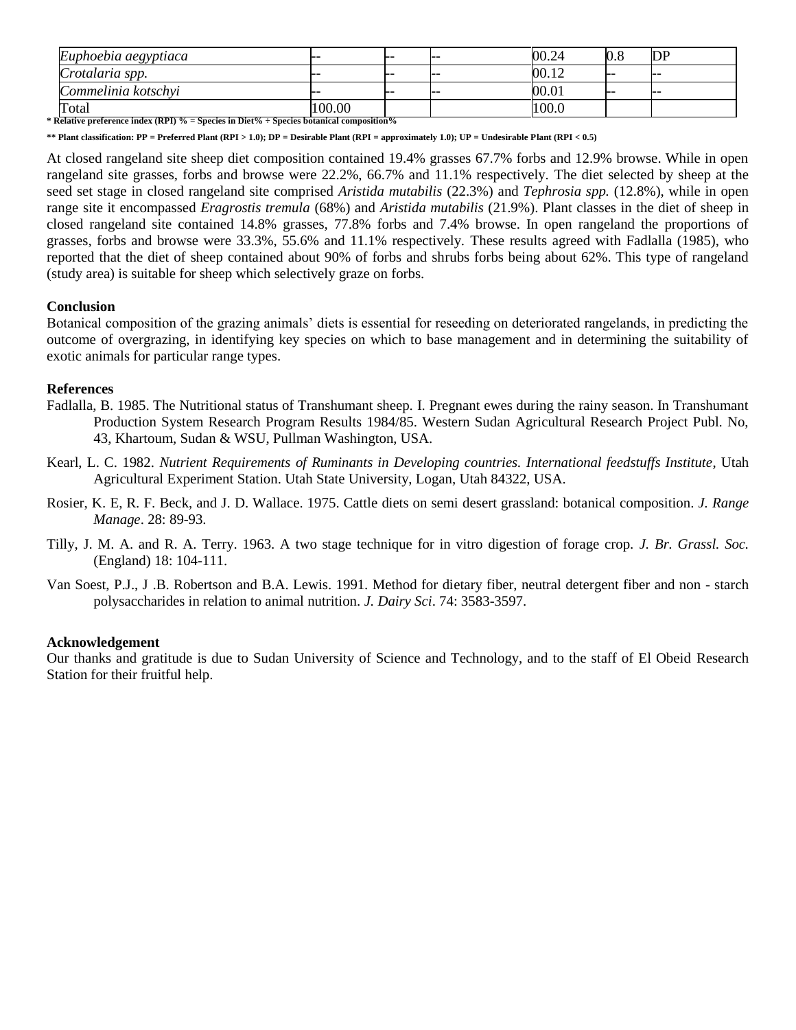| | | | | | | |
|---|---|---|---|---|---|---|
| *Euphoebia aegyptiaca* | -- | -- | -- | 00.24 | 0.8 | DP |
| *Crotalaria spp.* | -- | -- | -- | 00.12 | -- | -- |
| *Commelinia kotschyi* | -- | -- | -- | 00.01 | -- | -- |
| Total | 100.00 | | | 100.0 | | |

**\* Relative preference index (RPI) % = Species in Diet% ÷ Species botanical composition%**

**\*\* Plant classification: PP = Preferred Plant (RPI > 1.0); DP = Desirable Plant (RPI = approximately 1.0); UP = Undesirable Plant (RPI < 0.5)**

At closed rangeland site sheep diet composition contained 19.4% grasses 67.7% forbs and 12.9% browse. While in open rangeland site grasses, forbs and browse were 22.2%, 66.7% and 11.1% respectively. The diet selected by sheep at the seed set stage in closed rangeland site comprised *Aristida mutabilis* (22.3%) and *Tephrosia spp.* (12.8%), while in open range site it encompassed *Eragrostis tremula* (68%) and *Aristida mutabilis* (21.9%). Plant classes in the diet of sheep in closed rangeland site contained 14.8% grasses, 77.8% forbs and 7.4% browse. In open rangeland the proportions of grasses, forbs and browse were 33.3%, 55.6% and 11.1% respectively. These results agreed with Fadlalla (1985), who reported that the diet of sheep contained about 90% of forbs and shrubs forbs being about 62%. This type of rangeland (study area) is suitable for sheep which selectively graze on forbs.

## Conclusion

Botanical composition of the grazing animals' diets is essential for reseeding on deteriorated rangelands, in predicting the outcome of overgrazing, in identifying key species on which to base management and in determining the suitability of exotic animals for particular range types.

## References

Fadlalla, B. 1985. The Nutritional status of Transhumant sheep. I. Pregnant ewes during the rainy season. In Transhumant Production System Research Program Results 1984/85. Western Sudan Agricultural Research Project Publ. No, 43, Khartoum, Sudan & WSU, Pullman Washington, USA.

Kearl, L. C. 1982. *Nutrient Requirements of Ruminants in Developing countries. International feedstuffs Institute*, Utah Agricultural Experiment Station. Utah State University, Logan, Utah 84322, USA.

Rosier, K. E, R. F. Beck, and J. D. Wallace. 1975. Cattle diets on semi desert grassland: botanical composition. *J. Range Manage*. 28: 89-93.

Tilly, J. M. A. and R. A. Terry. 1963. A two stage technique for in vitro digestion of forage crop. *J. Br. Grassl. Soc.* (England) 18: 104-111.

Van Soest, P.J., J .B. Robertson and B.A. Lewis. 1991. Method for dietary fiber, neutral detergent fiber and non - starch polysaccharides in relation to animal nutrition. *J. Dairy Sci*. 74: 3583-3597.

## Acknowledgement

Our thanks and gratitude is due to Sudan University of Science and Technology, and to the staff of El Obeid Research Station for their fruitful help.